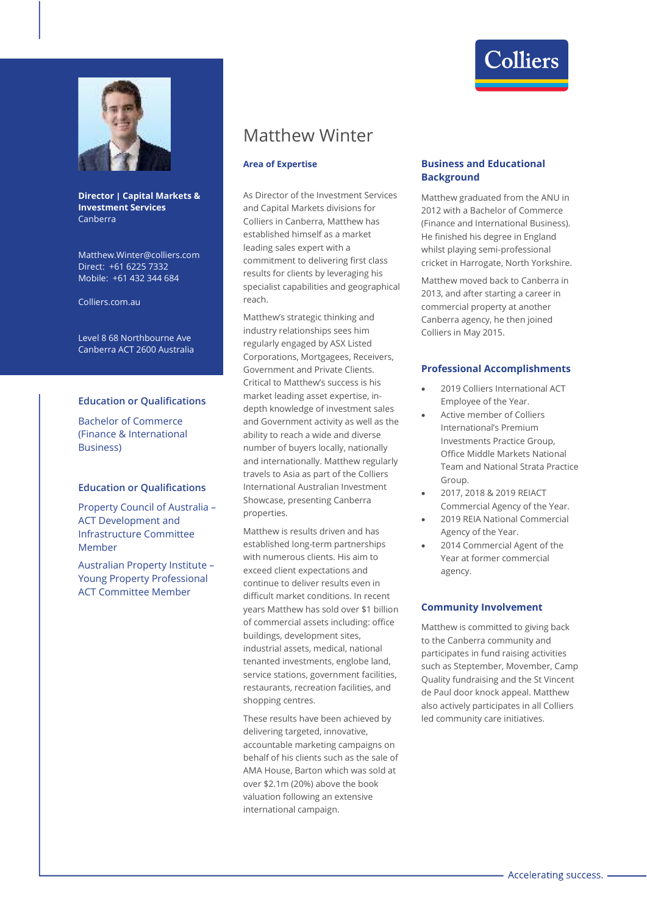# Matthew Winter

**Director | Capital Markets & Investment Services**
Canberra

Matthew.Winter@colliers.com
Direct: +61 6225 7332
Mobile: +61 432 344 684

Colliers.com.au

Level 8 68 Northbourne Ave
Canberra ACT 2600 Australia

### Education or Qualifications

Bachelor of Commerce (Finance & International Business)

### Education or Qualifications

Property Council of Australia – ACT Development and Infrastructure Committee Member

Australian Property Institute – Young Property Professional ACT Committee Member

### Area of Expertise

As Director of the Investment Services and Capital Markets divisions for Colliers in Canberra, Matthew has established himself as a market leading sales expert with a commitment to delivering first class results for clients by leveraging his specialist capabilities and geographical reach.

Matthew's strategic thinking and industry relationships sees him regularly engaged by ASX Listed Corporations, Mortgagees, Receivers, Government and Private Clients. Critical to Matthew's success is his market leading asset expertise, in-depth knowledge of investment sales and Government activity as well as the ability to reach a wide and diverse number of buyers locally, nationally and internationally. Matthew regularly travels to Asia as part of the Colliers International Australian Investment Showcase, presenting Canberra properties.

Matthew is results driven and has established long-term partnerships with numerous clients. His aim to exceed client expectations and continue to deliver results even in difficult market conditions. In recent years Matthew has sold over $1 billion of commercial assets including: office buildings, development sites, industrial assets, medical, national tenanted investments, englobe land, service stations, government facilities, restaurants, recreation facilities, and shopping centres.

These results have been achieved by delivering targeted, innovative, accountable marketing campaigns on behalf of his clients such as the sale of AMA House, Barton which was sold at over $2.1m (20%) above the book valuation following an extensive international campaign.

### Business and Educational Background

Matthew graduated from the ANU in 2012 with a Bachelor of Commerce (Finance and International Business). He finished his degree in England whilst playing semi-professional cricket in Harrogate, North Yorkshire.

Matthew moved back to Canberra in 2013, and after starting a career in commercial property at another Canberra agency, he then joined Colliers in May 2015.

### Professional Accomplishments

- 2019 Colliers International ACT Employee of the Year.
- Active member of Colliers International's Premium Investments Practice Group, Office Middle Markets National Team and National Strata Practice Group.
- 2017, 2018 & 2019 REIACT Commercial Agency of the Year.
- 2019 REIA National Commercial Agency of the Year.
- 2014 Commercial Agent of the Year at former commercial agency.

### Community Involvement

Matthew is committed to giving back to the Canberra community and participates in fund raising activities such as Steptember, Movember, Camp Quality fundraising and the St Vincent de Paul door knock appeal. Matthew also actively participates in all Colliers led community care initiatives.

Accelerating success.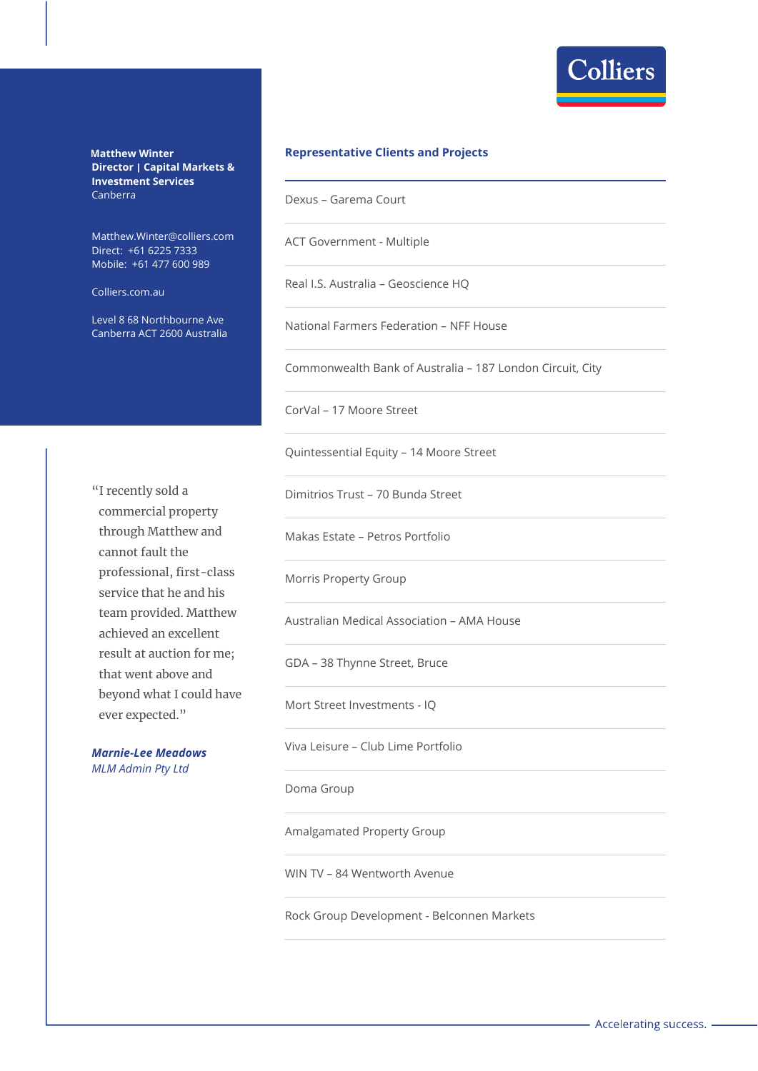**Matthew Winter**
**Director | Capital Markets & Investment Services**
Canberra

Matthew.Winter@colliers.com
Direct: +61 6225 7333
Mobile: +61 477 600 989

Colliers.com.au

Level 8 68 Northbourne Ave
Canberra ACT 2600 Australia

"I recently sold a commercial property through Matthew and cannot fault the professional, first-class service that he and his team provided. Matthew achieved an excellent result at auction for me; that went above and beyond what I could have ever expected."

***Marnie-Lee Meadows***
*MLM Admin Pty Ltd*

## Representative Clients and Projects

- Dexus – Garema Court
- ACT Government - Multiple
- Real I.S. Australia – Geoscience HQ
- National Farmers Federation – NFF House
- Commonwealth Bank of Australia – 187 London Circuit, City
- CorVal – 17 Moore Street
- Quintessential Equity – 14 Moore Street
- Dimitrios Trust – 70 Bunda Street
- Makas Estate – Petros Portfolio
- Morris Property Group
- Australian Medical Association – AMA House
- GDA – 38 Thynne Street, Bruce
- Mort Street Investments - IQ
- Viva Leisure – Club Lime Portfolio
- Doma Group
- Amalgamated Property Group
- WIN TV – 84 Wentworth Avenue
- Rock Group Development - Belconnen Markets

Accelerating success.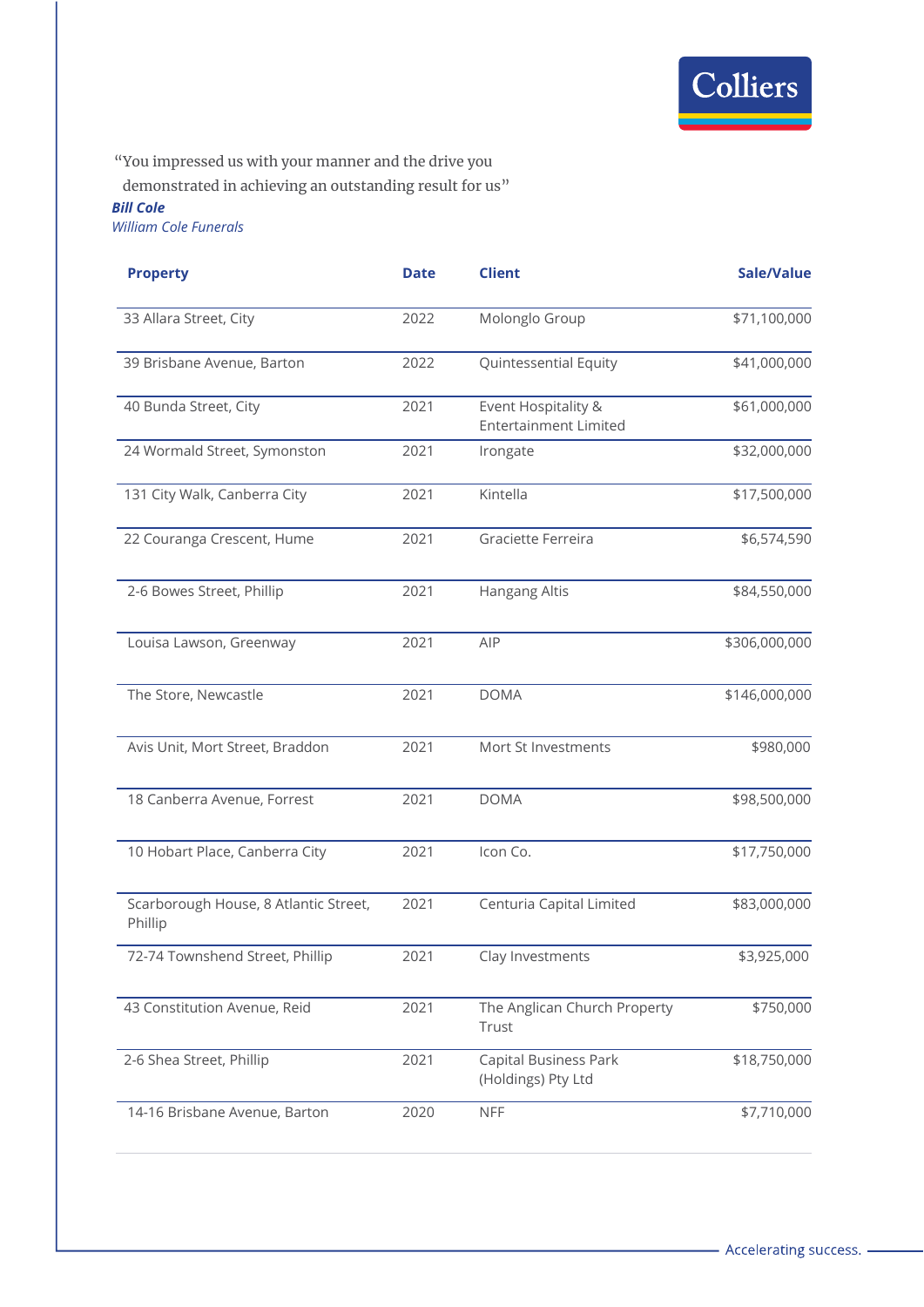"You impressed us with your manner and the drive you demonstrated in achieving an outstanding result for us"

***Bill Cole***
*William Cole Funerals*

| Property | Date | Client | Sale/Value |
|---|---|---|---|
| 33 Allara Street, City | 2022 | Molonglo Group | $71,100,000 |
| 39 Brisbane Avenue, Barton | 2022 | Quintessential Equity | $41,000,000 |
| 40 Bunda Street, City | 2021 | Event Hospitality & Entertainment Limited | $61,000,000 |
| 24 Wormald Street, Symonston | 2021 | Irongate | $32,000,000 |
| 131 City Walk, Canberra City | 2021 | Kintella | $17,500,000 |
| 22 Couranga Crescent, Hume | 2021 | Graciette Ferreira | $6,574,590 |
| 2-6 Bowes Street, Phillip | 2021 | Hangang Altis | $84,550,000 |
| Louisa Lawson, Greenway | 2021 | AIP | $306,000,000 |
| The Store, Newcastle | 2021 | DOMA | $146,000,000 |
| Avis Unit, Mort Street, Braddon | 2021 | Mort St Investments | $980,000 |
| 18 Canberra Avenue, Forrest | 2021 | DOMA | $98,500,000 |
| 10 Hobart Place, Canberra City | 2021 | Icon Co. | $17,750,000 |
| Scarborough House, 8 Atlantic Street, Phillip | 2021 | Centuria Capital Limited | $83,000,000 |
| 72-74 Townshend Street, Phillip | 2021 | Clay Investments | $3,925,000 |
| 43 Constitution Avenue, Reid | 2021 | The Anglican Church Property Trust | $750,000 |
| 2-6 Shea Street, Phillip | 2021 | Capital Business Park (Holdings) Pty Ltd | $18,750,000 |
| 14-16 Brisbane Avenue, Barton | 2020 | NFF | $7,710,000 |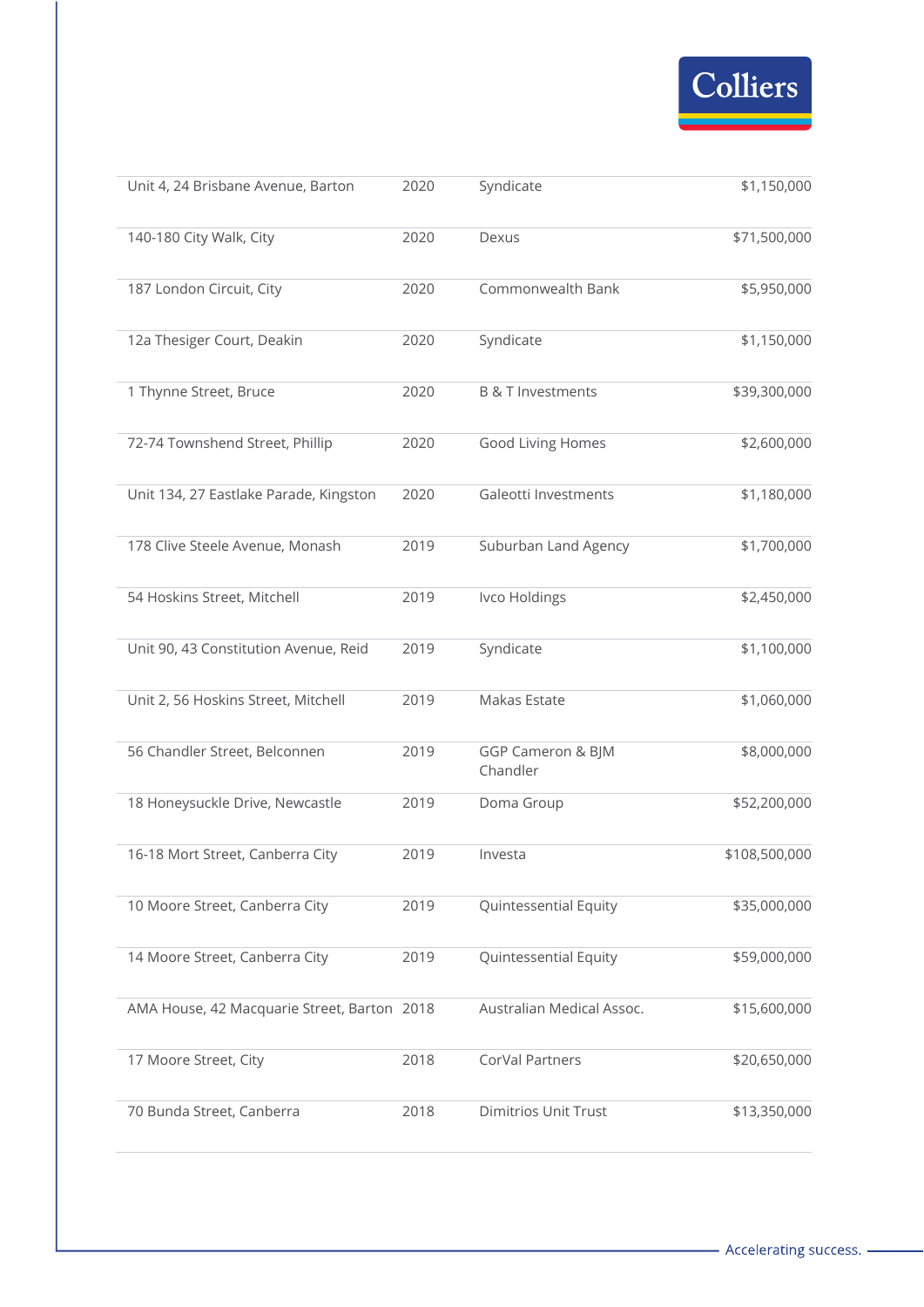| | | | |
|---|---|---|---|
| Unit 4, 24 Brisbane Avenue, Barton | 2020 | Syndicate | $1,150,000 |
| 140-180 City Walk, City | 2020 | Dexus | $71,500,000 |
| 187 London Circuit, City | 2020 | Commonwealth Bank | $5,950,000 |
| 12a Thesiger Court, Deakin | 2020 | Syndicate | $1,150,000 |
| 1 Thynne Street, Bruce | 2020 | B & T Investments | $39,300,000 |
| 72-74 Townshend Street, Phillip | 2020 | Good Living Homes | $2,600,000 |
| Unit 134, 27 Eastlake Parade, Kingston | 2020 | Galeotti Investments | $1,180,000 |
| 178 Clive Steele Avenue, Monash | 2019 | Suburban Land Agency | $1,700,000 |
| 54 Hoskins Street, Mitchell | 2019 | Ivco Holdings | $2,450,000 |
| Unit 90, 43 Constitution Avenue, Reid | 2019 | Syndicate | $1,100,000 |
| Unit 2, 56 Hoskins Street, Mitchell | 2019 | Makas Estate | $1,060,000 |
| 56 Chandler Street, Belconnen | 2019 | GGP Cameron & BJM Chandler | $8,000,000 |
| 18 Honeysuckle Drive, Newcastle | 2019 | Doma Group | $52,200,000 |
| 16-18 Mort Street, Canberra City | 2019 | Investa | $108,500,000 |
| 10 Moore Street, Canberra City | 2019 | Quintessential Equity | $35,000,000 |
| 14 Moore Street, Canberra City | 2019 | Quintessential Equity | $59,000,000 |
| AMA House, 42 Macquarie Street, Barton | 2018 | Australian Medical Assoc. | $15,600,000 |
| 17 Moore Street, City | 2018 | CorVal Partners | $20,650,000 |
| 70 Bunda Street, Canberra | 2018 | Dimitrios Unit Trust | $13,350,000 |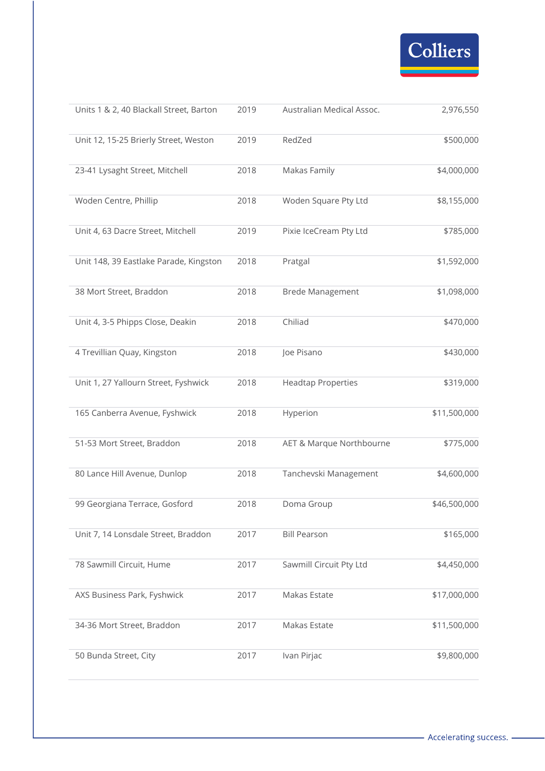| | | | |
|---|---|---|---|
| Units 1 & 2, 40 Blackall Street, Barton | 2019 | Australian Medical Assoc. | 2,976,550 |
| Unit 12, 15-25 Brierly Street, Weston | 2019 | RedZed | $500,000 |
| 23-41 Lysaght Street, Mitchell | 2018 | Makas Family | $4,000,000 |
| Woden Centre, Phillip | 2018 | Woden Square Pty Ltd | $8,155,000 |
| Unit 4, 63 Dacre Street, Mitchell | 2019 | Pixie IceCream Pty Ltd | $785,000 |
| Unit 148, 39 Eastlake Parade, Kingston | 2018 | Pratgal | $1,592,000 |
| 38 Mort Street, Braddon | 2018 | Brede Management | $1,098,000 |
| Unit 4, 3-5 Phipps Close, Deakin | 2018 | Chiliad | $470,000 |
| 4 Trevillian Quay, Kingston | 2018 | Joe Pisano | $430,000 |
| Unit 1, 27 Yallourn Street, Fyshwick | 2018 | Headtap Properties | $319,000 |
| 165 Canberra Avenue, Fyshwick | 2018 | Hyperion | $11,500,000 |
| 51-53 Mort Street, Braddon | 2018 | AET & Marque Northbourne | $775,000 |
| 80 Lance Hill Avenue, Dunlop | 2018 | Tanchevski Management | $4,600,000 |
| 99 Georgiana Terrace, Gosford | 2018 | Doma Group | $46,500,000 |
| Unit 7, 14 Lonsdale Street, Braddon | 2017 | Bill Pearson | $165,000 |
| 78 Sawmill Circuit, Hume | 2017 | Sawmill Circuit Pty Ltd | $4,450,000 |
| AXS Business Park, Fyshwick | 2017 | Makas Estate | $17,000,000 |
| 34-36 Mort Street, Braddon | 2017 | Makas Estate | $11,500,000 |
| 50 Bunda Street, City | 2017 | Ivan Pirjac | $9,800,000 |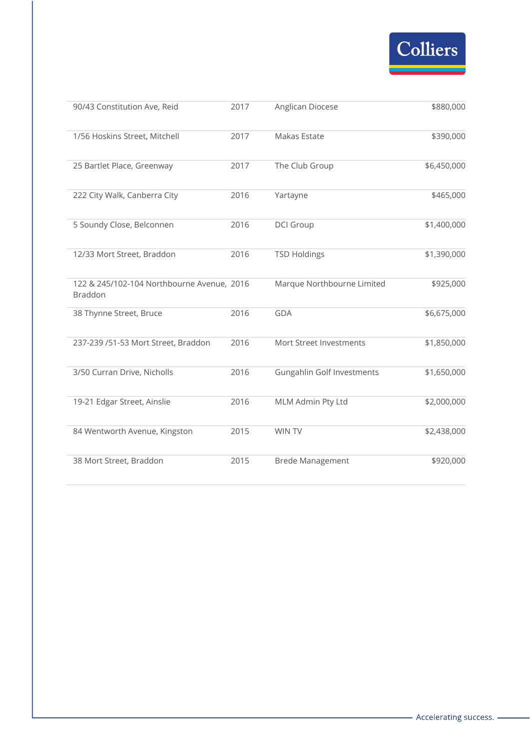| | | | |
|---|---|---|---|
| 90/43 Constitution Ave, Reid | 2017 | Anglican Diocese | $880,000 |
| 1/56 Hoskins Street, Mitchell | 2017 | Makas Estate | $390,000 |
| 25 Bartlet Place, Greenway | 2017 | The Club Group | $6,450,000 |
| 222 City Walk, Canberra City | 2016 | Yartayne | $465,000 |
| 5 Soundy Close, Belconnen | 2016 | DCI Group | $1,400,000 |
| 12/33 Mort Street, Braddon | 2016 | TSD Holdings | $1,390,000 |
| 122 & 245/102-104 Northbourne Avenue, Braddon | 2016 | Marque Northbourne Limited | $925,000 |
| 38 Thynne Street, Bruce | 2016 | GDA | $6,675,000 |
| 237-239 /51-53 Mort Street, Braddon | 2016 | Mort Street Investments | $1,850,000 |
| 3/50 Curran Drive, Nicholls | 2016 | Gungahlin Golf Investments | $1,650,000 |
| 19-21 Edgar Street, Ainslie | 2016 | MLM Admin Pty Ltd | $2,000,000 |
| 84 Wentworth Avenue, Kingston | 2015 | WIN TV | $2,438,000 |
| 38 Mort Street, Braddon | 2015 | Brede Management | $920,000 |